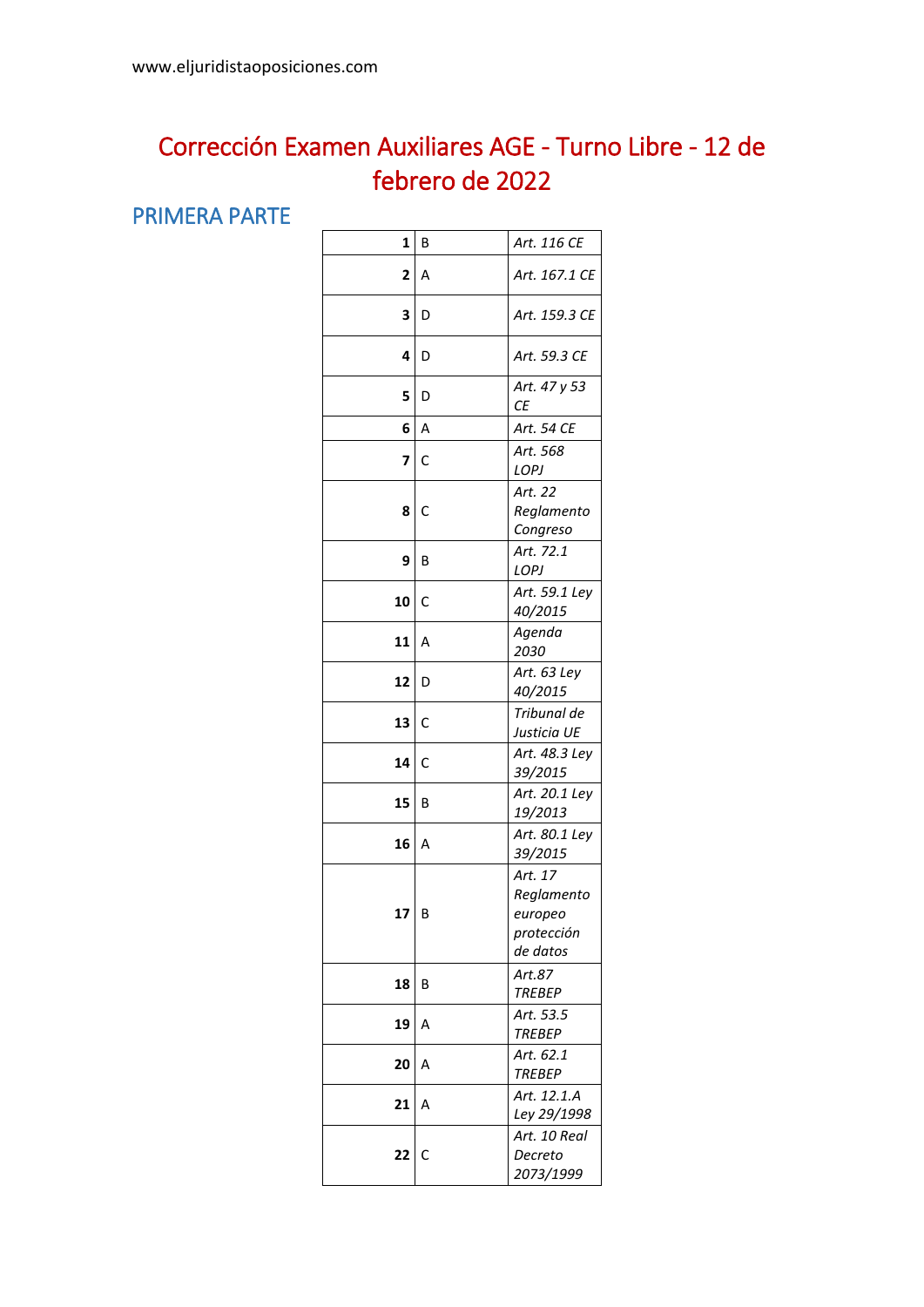www.eljuridistaoposiciones.com

# Corrección Examen Auxiliares AGE - Turno Libre - 12 de febrero de 2022

## PRIMERA PARTE

| | | |
|---|---|---|
| **1** | B | *Art. 116 CE* |
| **2** | A | *Art. 167.1 CE* |
| **3** | D | *Art. 159.3 CE* |
| **4** | D | *Art. 59.3 CE* |
| **5** | D | *Art. 47 y 53 CE* |
| **6** | A | *Art. 54 CE* |
| **7** | C | *Art. 568 LOPJ* |
| **8** | C | *Art. 22 Reglamento Congreso* |
| **9** | B | *Art. 72.1 LOPJ* |
| **10** | C | *Art. 59.1 Ley 40/2015* |
| **11** | A | *Agenda 2030* |
| **12** | D | *Art. 63 Ley 40/2015* |
| **13** | C | *Tribunal de Justicia UE* |
| **14** | C | *Art. 48.3 Ley 39/2015* |
| **15** | B | *Art. 20.1 Ley 19/2013* |
| **16** | A | *Art. 80.1 Ley 39/2015* |
| **17** | B | *Art. 17 Reglamento europeo protección de datos* |
| **18** | B | *Art.87 TREBEP* |
| **19** | A | *Art. 53.5 TREBEP* |
| **20** | A | *Art. 62.1 TREBEP* |
| **21** | A | *Art. 12.1.A Ley 29/1998* |
| **22** | C | *Art. 10 Real Decreto 2073/1999* |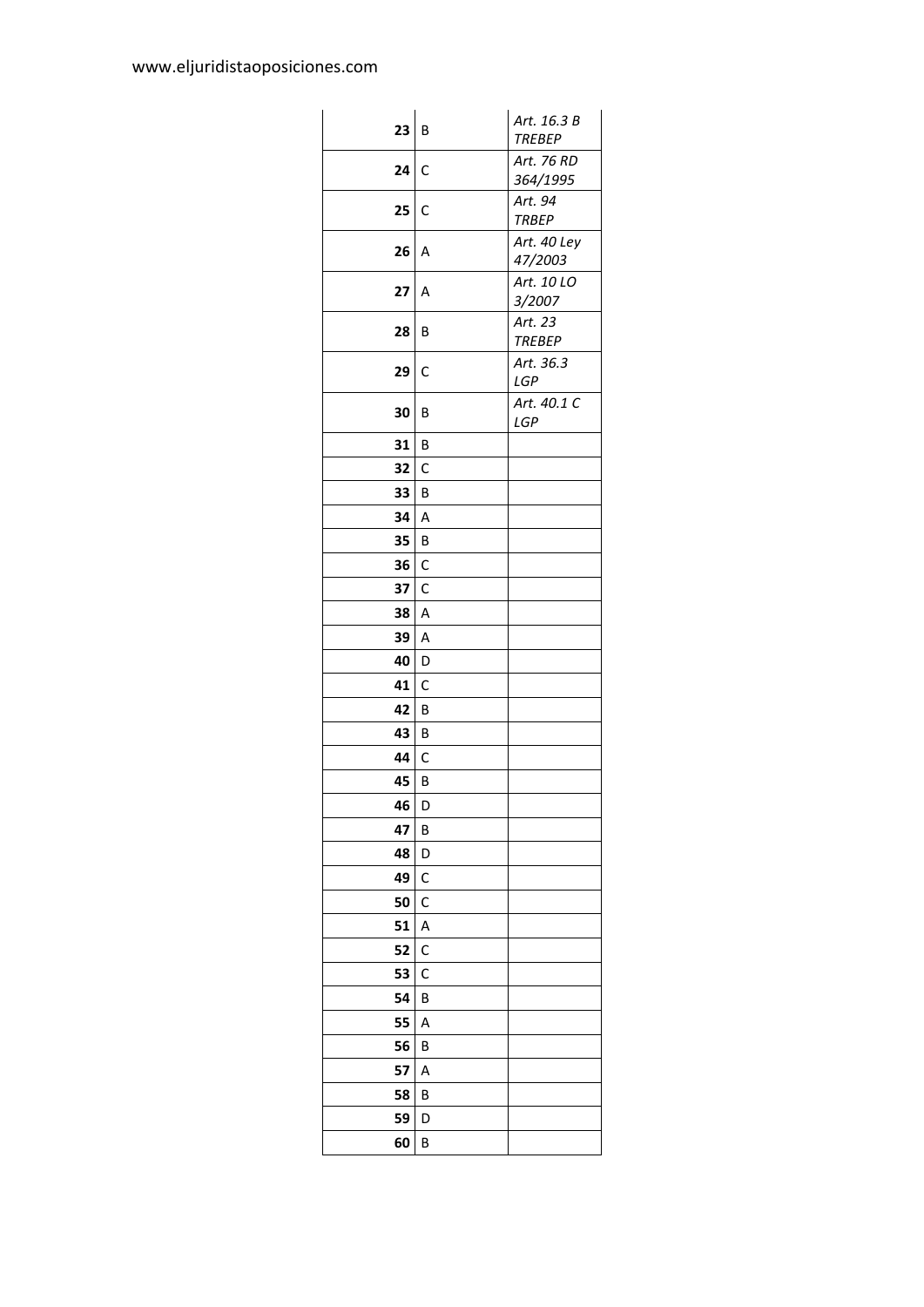| | | |
|---|---|---|
| **23** | B | *Art. 16.3 B TREBEP* |
| **24** | C | *Art. 76 RD 364/1995* |
| **25** | C | *Art. 94 TRBEP* |
| **26** | A | *Art. 40 Ley 47/2003* |
| **27** | A | *Art. 10 LO 3/2007* |
| **28** | B | *Art. 23 TREBEP* |
| **29** | C | *Art. 36.3 LGP* |
| **30** | B | *Art. 40.1 C LGP* |
| **31** | B | |
| **32** | C | |
| **33** | B | |
| **34** | A | |
| **35** | B | |
| **36** | C | |
| **37** | C | |
| **38** | A | |
| **39** | A | |
| **40** | D | |
| **41** | C | |
| **42** | B | |
| **43** | B | |
| **44** | C | |
| **45** | B | |
| **46** | D | |
| **47** | B | |
| **48** | D | |
| **49** | C | |
| **50** | C | |
| **51** | A | |
| **52** | C | |
| **53** | C | |
| **54** | B | |
| **55** | A | |
| **56** | B | |
| **57** | A | |
| **58** | B | |
| **59** | D | |
| **60** | B | |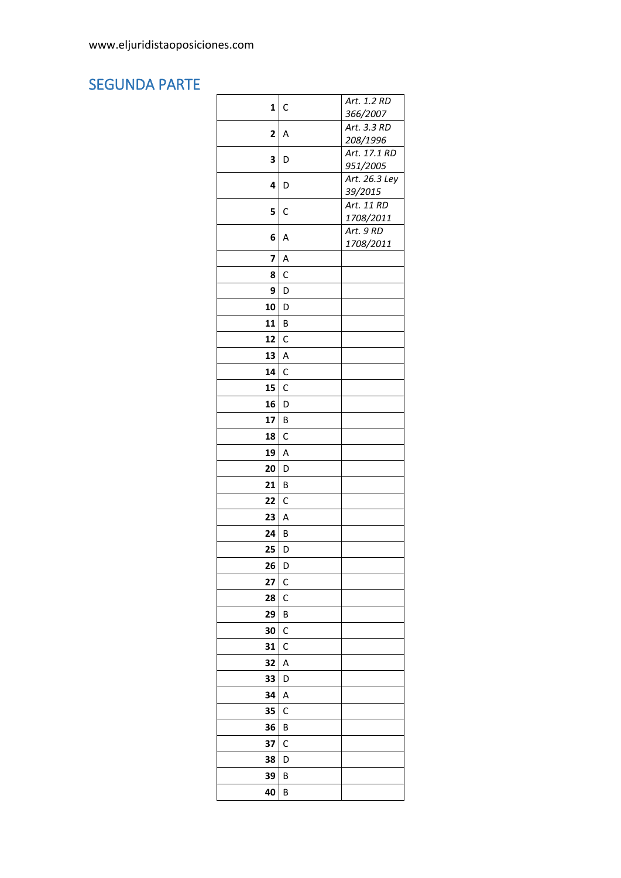www.eljuridistaoposiciones.com

## SEGUNDA PARTE

| | | |
|---|---|---|
| **1** | C | *Art. 1.2 RD 366/2007* |
| **2** | A | *Art. 3.3 RD 208/1996* |
| **3** | D | *Art. 17.1 RD 951/2005* |
| **4** | D | *Art. 26.3 Ley 39/2015* |
| **5** | C | *Art. 11 RD 1708/2011* |
| **6** | A | *Art. 9 RD 1708/2011* |
| **7** | A | |
| **8** | C | |
| **9** | D | |
| **10** | D | |
| **11** | B | |
| **12** | C | |
| **13** | A | |
| **14** | C | |
| **15** | C | |
| **16** | D | |
| **17** | B | |
| **18** | C | |
| **19** | A | |
| **20** | D | |
| **21** | B | |
| **22** | C | |
| **23** | A | |
| **24** | B | |
| **25** | D | |
| **26** | D | |
| **27** | C | |
| **28** | C | |
| **29** | B | |
| **30** | C | |
| **31** | C | |
| **32** | A | |
| **33** | D | |
| **34** | A | |
| **35** | C | |
| **36** | B | |
| **37** | C | |
| **38** | D | |
| **39** | B | |
| **40** | B | |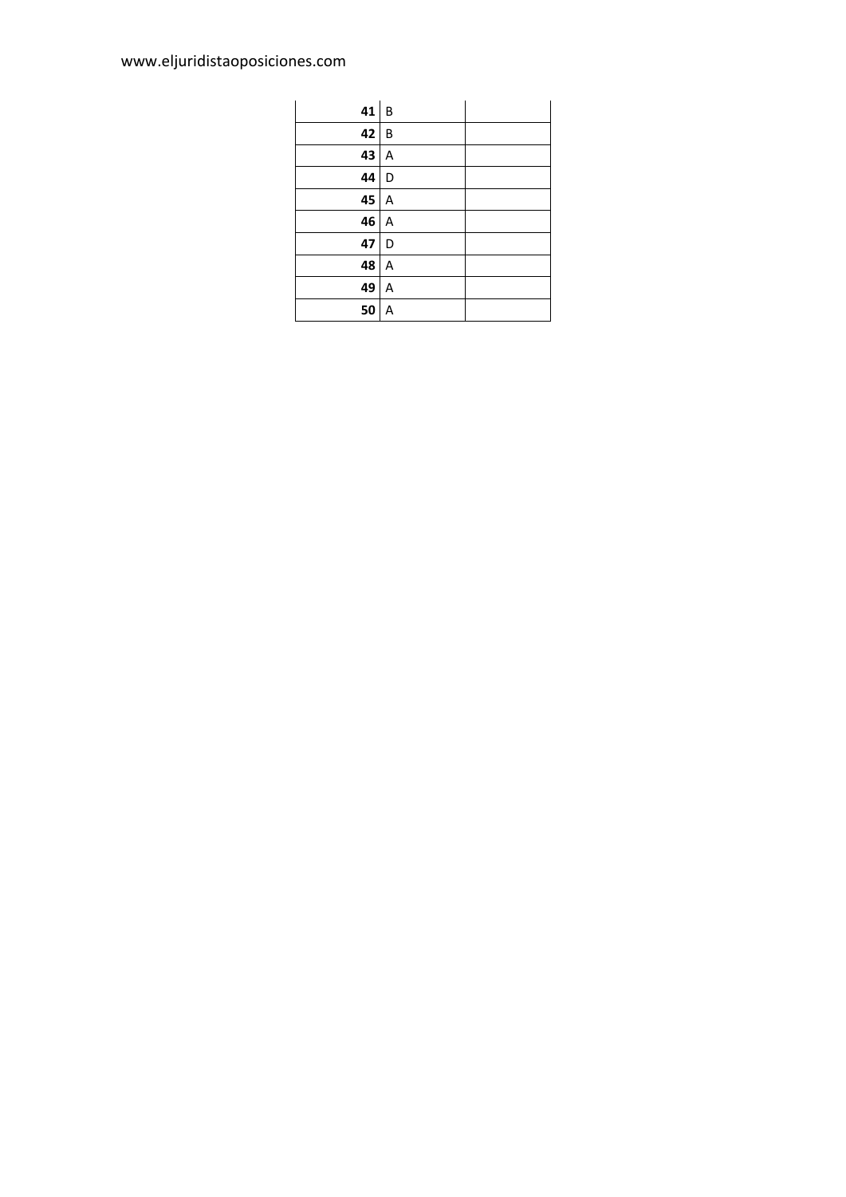| | | |
|---|---|---|
| **41** | B | |
| **42** | B | |
| **43** | A | |
| **44** | D | |
| **45** | A | |
| **46** | A | |
| **47** | D | |
| **48** | A | |
| **49** | A | |
| **50** | A | |